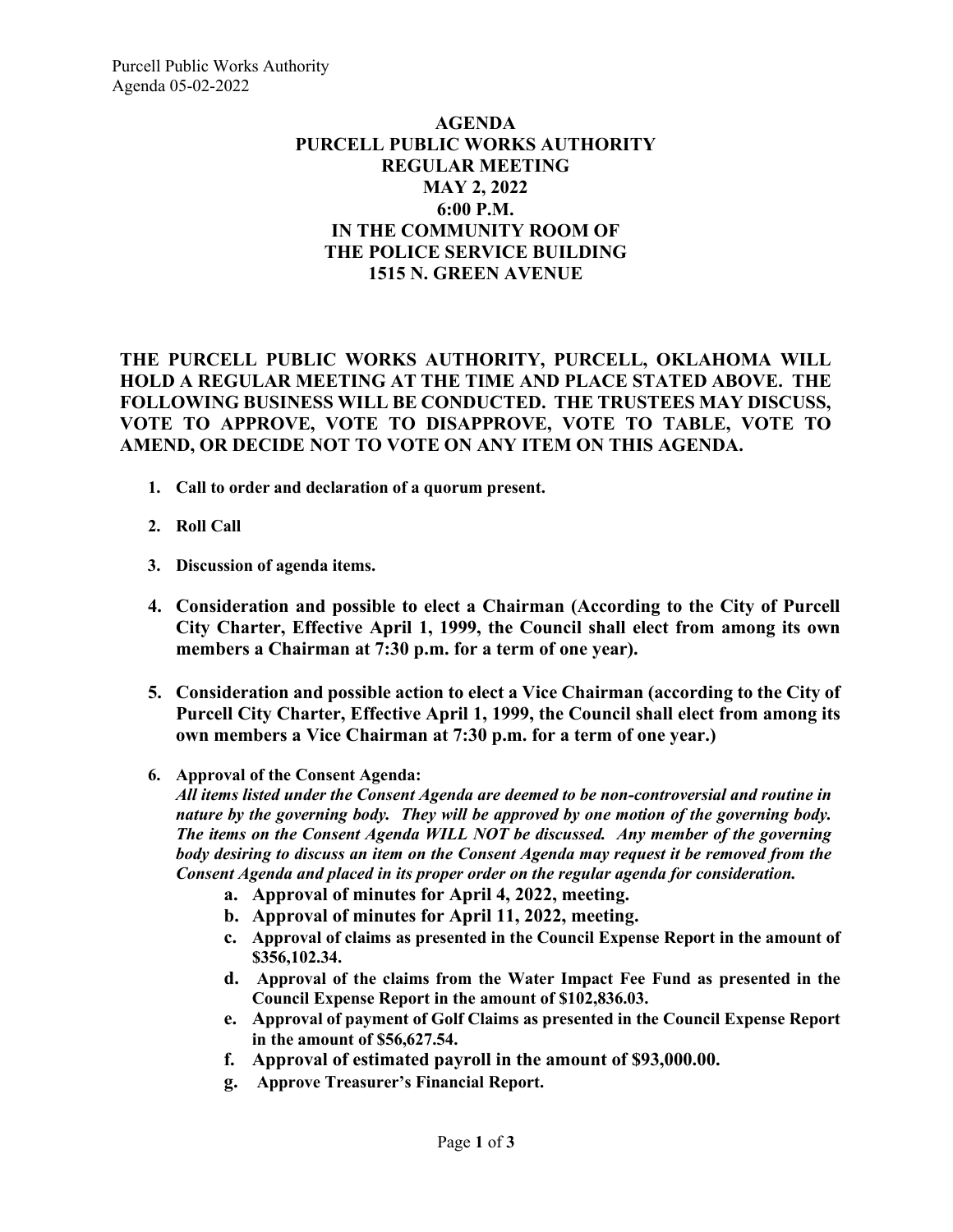# AGENDA
# PURCELL PUBLIC WORKS AUTHORITY
# REGULAR MEETING
# MAY 2, 2022
# 6:00 P.M.
# IN THE COMMUNITY ROOM OF
# THE POLICE SERVICE BUILDING
# 1515 N. GREEN AVENUE

**THE PURCELL PUBLIC WORKS AUTHORITY, PURCELL, OKLAHOMA WILL HOLD A REGULAR MEETING AT THE TIME AND PLACE STATED ABOVE. THE FOLLOWING BUSINESS WILL BE CONDUCTED. THE TRUSTEES MAY DISCUSS, VOTE TO APPROVE, VOTE TO DISAPPROVE, VOTE TO TABLE, VOTE TO AMEND, OR DECIDE NOT TO VOTE ON ANY ITEM ON THIS AGENDA.**

1. **Call to order and declaration of a quorum present.**
2. **Roll Call**
3. **Discussion of agenda items.**
4. **Consideration and possible to elect a Chairman (According to the City of Purcell City Charter, Effective April 1, 1999, the Council shall elect from among its own members a Chairman at 7:30 p.m. for a term of one year).**
5. **Consideration and possible action to elect a Vice Chairman (according to the City of Purcell City Charter, Effective April 1, 1999, the Council shall elect from among its own members a Vice Chairman at 7:30 p.m. for a term of one year.)**
6. **Approval of the Consent Agenda:**
   ***All items listed under the Consent Agenda are deemed to be non-controversial and routine in nature by the governing body. They will be approved by one motion of the governing body. The items on the Consent Agenda WILL NOT be discussed. Any member of the governing body desiring to discuss an item on the Consent Agenda may request it be removed from the Consent Agenda and placed in its proper order on the regular agenda for consideration.***
   a. **Approval of minutes for April 4, 2022, meeting.**
   b. **Approval of minutes for April 11, 2022, meeting.**
   c. **Approval of claims as presented in the Council Expense Report in the amount of $356,102.34.**
   d. **Approval of the claims from the Water Impact Fee Fund as presented in the Council Expense Report in the amount of $102,836.03.**
   e. **Approval of payment of Golf Claims as presented in the Council Expense Report in the amount of $56,627.54.**
   f. **Approval of estimated payroll in the amount of $93,000.00.**
   g. **Approve Treasurer's Financial Report.**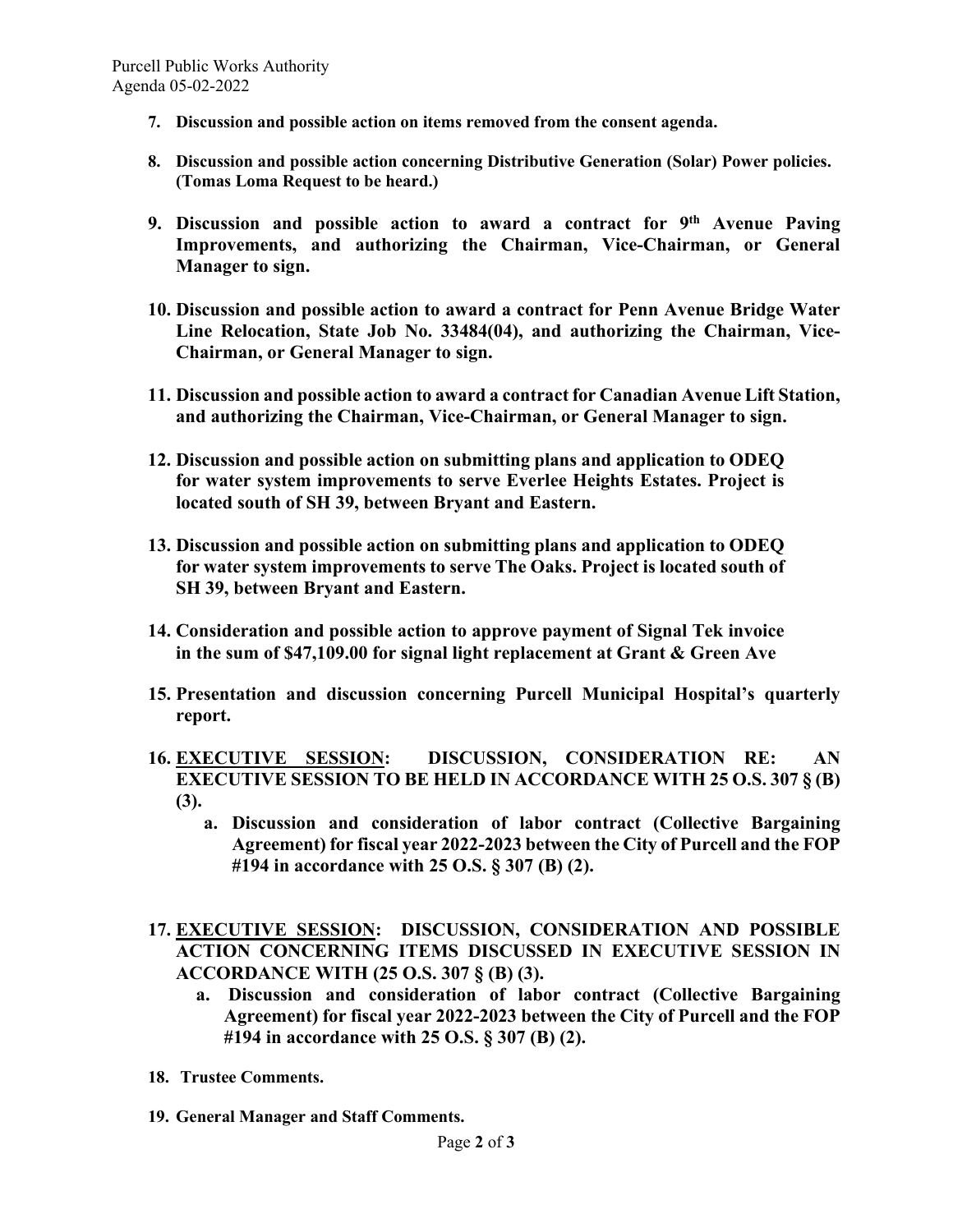7. **Discussion and possible action on items removed from the consent agenda.**

8. **Discussion and possible action concerning Distributive Generation (Solar) Power policies. (Tomas Loma Request to be heard.)**

9. **Discussion and possible action to award a contract for 9th Avenue Paving Improvements, and authorizing the Chairman, Vice-Chairman, or General Manager to sign.**

10. **Discussion and possible action to award a contract for Penn Avenue Bridge Water Line Relocation, State Job No. 33484(04), and authorizing the Chairman, Vice-Chairman, or General Manager to sign.**

11. **Discussion and possible action to award a contract for Canadian Avenue Lift Station, and authorizing the Chairman, Vice-Chairman, or General Manager to sign.**

12. **Discussion and possible action on submitting plans and application to ODEQ for water system improvements to serve Everlee Heights Estates. Project is located south of SH 39, between Bryant and Eastern.**

13. **Discussion and possible action on submitting plans and application to ODEQ for water system improvements to serve The Oaks. Project is located south of SH 39, between Bryant and Eastern.**

14. **Consideration and possible action to approve payment of Signal Tek invoice in the sum of $47,109.00 for signal light replacement at Grant & Green Ave**

15. **Presentation and discussion concerning Purcell Municipal Hospital's quarterly report.**

16. **EXECUTIVE SESSION: DISCUSSION, CONSIDERATION RE: AN EXECUTIVE SESSION TO BE HELD IN ACCORDANCE WITH 25 O.S. 307 § (B) (3).**
    a. **Discussion and consideration of labor contract (Collective Bargaining Agreement) for fiscal year 2022-2023 between the City of Purcell and the FOP #194 in accordance with 25 O.S. § 307 (B) (2).**

17. **EXECUTIVE SESSION: DISCUSSION, CONSIDERATION AND POSSIBLE ACTION CONCERNING ITEMS DISCUSSED IN EXECUTIVE SESSION IN ACCORDANCE WITH (25 O.S. 307 § (B) (3).**
    a. **Discussion and consideration of labor contract (Collective Bargaining Agreement) for fiscal year 2022-2023 between the City of Purcell and the FOP #194 in accordance with 25 O.S. § 307 (B) (2).**

18. **Trustee Comments.**

19. **General Manager and Staff Comments.**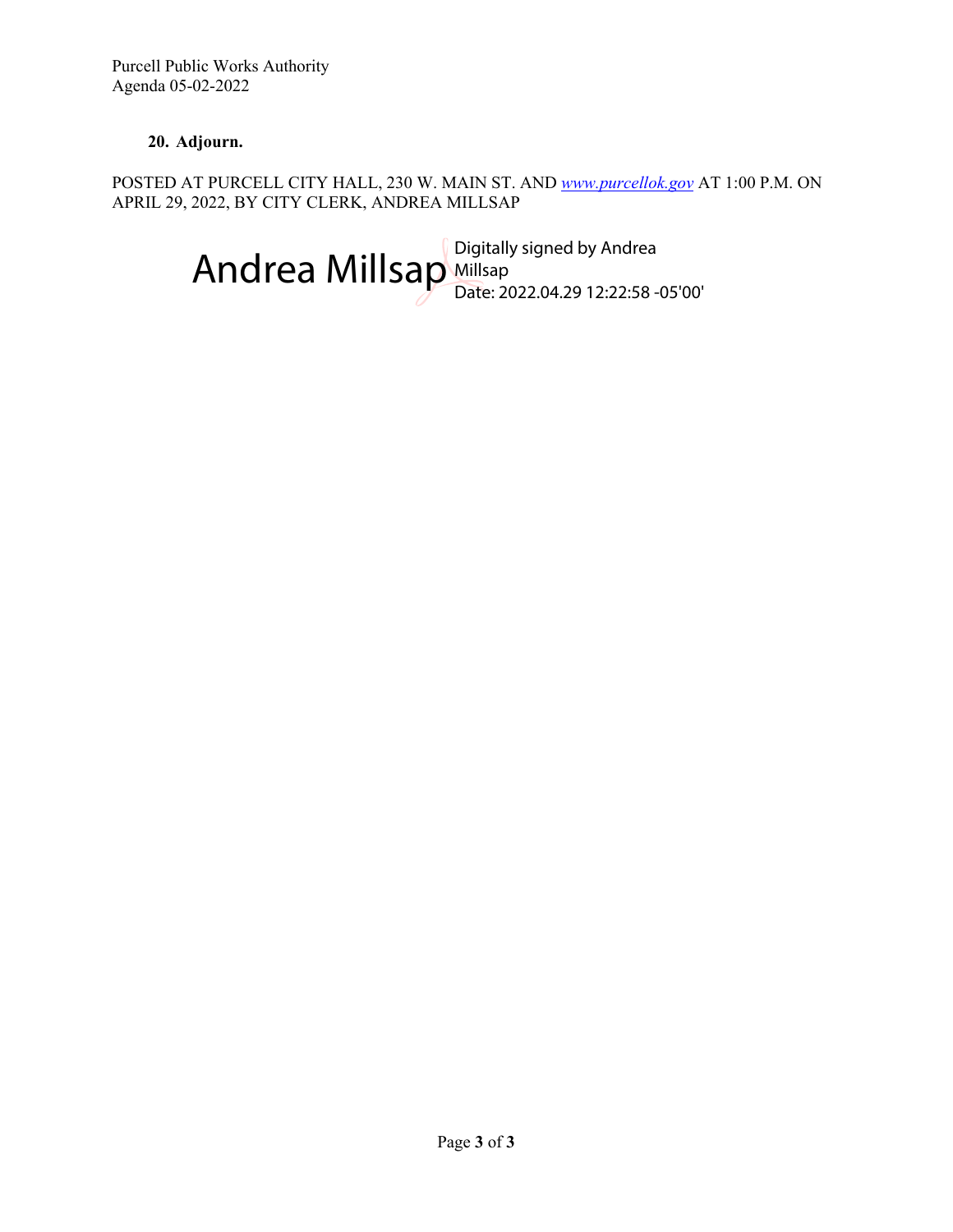**20. Adjourn.**

POSTED AT PURCELL CITY HALL, 230 W. MAIN ST. AND *www.purcellok.gov* AT 1:00 P.M. ON APRIL 29, 2022, BY CITY CLERK, ANDREA MILLSAP

Andrea Millsap Digitally signed by Andrea Millsap
Date: 2022.04.29 12:22:58 -05'00'